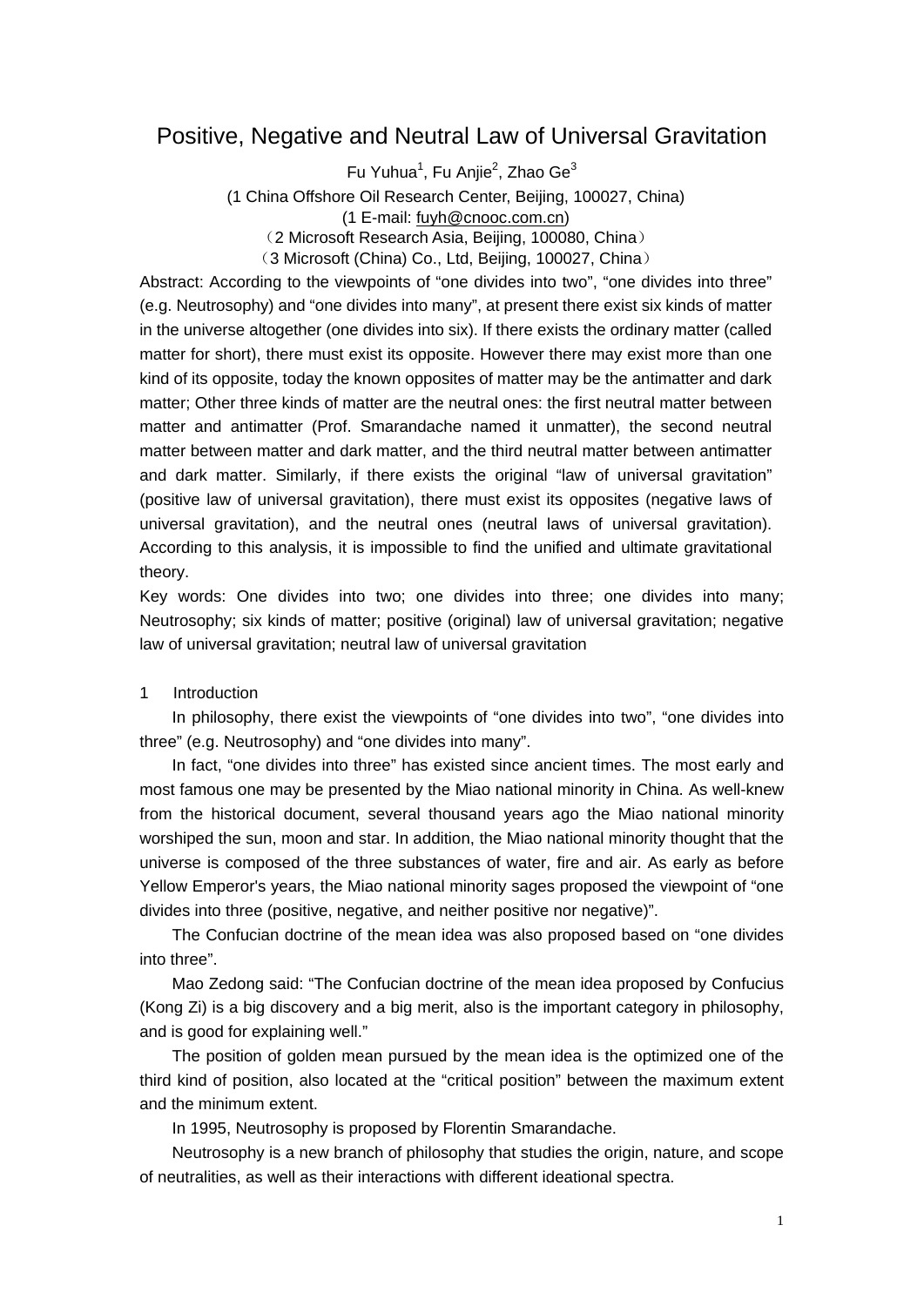# Positive, Negative and Neutral Law of Universal Gravitation

Fu Yuhua[1], Fu Anjie[2], Zhao Ge[3]

(1 China Offshore Oil Research Center, Beijing, 100027, China)

(1 E-mail: fuyh@cnooc.com.cn)

（2 Microsoft Research Asia, Beijing, 100080, China）

（3 Microsoft (China) Co., Ltd, Beijing, 100027, China）

Abstract: According to the viewpoints of "one divides into two", "one divides into three" (e.g. Neutrosophy) and "one divides into many", at present there exist six kinds of matter in the universe altogether (one divides into six). If there exists the ordinary matter (called matter for short), there must exist its opposite. However there may exist more than one kind of its opposite, today the known opposites of matter may be the antimatter and dark matter; Other three kinds of matter are the neutral ones: the first neutral matter between matter and antimatter (Prof. Smarandache named it unmatter), the second neutral matter between matter and dark matter, and the third neutral matter between antimatter and dark matter. Similarly, if there exists the original "law of universal gravitation" (positive law of universal gravitation), there must exist its opposites (negative laws of universal gravitation), and the neutral ones (neutral laws of universal gravitation). According to this analysis, it is impossible to find the unified and ultimate gravitational theory.

Key words: One divides into two; one divides into three; one divides into many; Neutrosophy; six kinds of matter; positive (original) law of universal gravitation; negative law of universal gravitation; neutral law of universal gravitation

## 1 Introduction

In philosophy, there exist the viewpoints of "one divides into two", "one divides into three" (e.g. Neutrosophy) and "one divides into many".

In fact, "one divides into three" has existed since ancient times. The most early and most famous one may be presented by the Miao national minority in China. As well-knew from the historical document, several thousand years ago the Miao national minority worshiped the sun, moon and star. In addition, the Miao national minority thought that the universe is composed of the three substances of water, fire and air. As early as before Yellow Emperor's years, the Miao national minority sages proposed the viewpoint of "one divides into three (positive, negative, and neither positive nor negative)".

The Confucian doctrine of the mean idea was also proposed based on "one divides into three".

Mao Zedong said: "The Confucian doctrine of the mean idea proposed by Confucius (Kong Zi) is a big discovery and a big merit, also is the important category in philosophy, and is good for explaining well."

The position of golden mean pursued by the mean idea is the optimized one of the third kind of position, also located at the "critical position" between the maximum extent and the minimum extent.

In 1995, Neutrosophy is proposed by Florentin Smarandache.

Neutrosophy is a new branch of philosophy that studies the origin, nature, and scope of neutralities, as well as their interactions with different ideational spectra.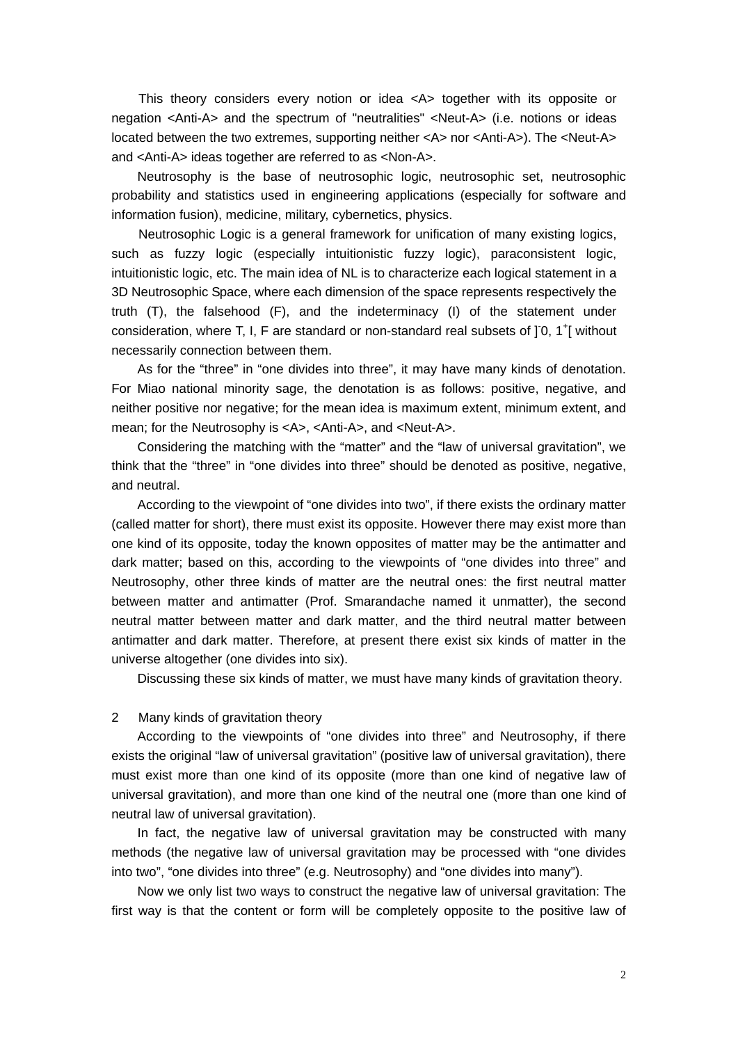This theory considers every notion or idea <A> together with its opposite or negation <Anti-A> and the spectrum of "neutralities" <Neut-A> (i.e. notions or ideas located between the two extremes, supporting neither <A> nor <Anti-A>). The <Neut-A> and <Anti-A> ideas together are referred to as <Non-A>.

Neutrosophy is the base of neutrosophic logic, neutrosophic set, neutrosophic probability and statistics used in engineering applications (especially for software and information fusion), medicine, military, cybernetics, physics.

Neutrosophic Logic is a general framework for unification of many existing logics, such as fuzzy logic (especially intuitionistic fuzzy logic), paraconsistent logic, intuitionistic logic, etc. The main idea of NL is to characterize each logical statement in a 3D Neutrosophic Space, where each dimension of the space represents respectively the truth (T), the falsehood (F), and the indeterminacy (I) of the statement under consideration, where T, I, F are standard or non-standard real subsets of $]^-0, 1^+[$ without necessarily connection between them.

As for the "three" in "one divides into three", it may have many kinds of denotation. For Miao national minority sage, the denotation is as follows: positive, negative, and neither positive nor negative; for the mean idea is maximum extent, minimum extent, and mean; for the Neutrosophy is <A>, <Anti-A>, and <Neut-A>.

Considering the matching with the "matter" and the "law of universal gravitation", we think that the "three" in "one divides into three" should be denoted as positive, negative, and neutral.

According to the viewpoint of "one divides into two", if there exists the ordinary matter (called matter for short), there must exist its opposite. However there may exist more than one kind of its opposite, today the known opposites of matter may be the antimatter and dark matter; based on this, according to the viewpoints of "one divides into three" and Neutrosophy, other three kinds of matter are the neutral ones: the first neutral matter between matter and antimatter (Prof. Smarandache named it unmatter), the second neutral matter between matter and dark matter, and the third neutral matter between antimatter and dark matter. Therefore, at present there exist six kinds of matter in the universe altogether (one divides into six).

Discussing these six kinds of matter, we must have many kinds of gravitation theory.

## 2 Many kinds of gravitation theory

According to the viewpoints of "one divides into three" and Neutrosophy, if there exists the original "law of universal gravitation" (positive law of universal gravitation), there must exist more than one kind of its opposite (more than one kind of negative law of universal gravitation), and more than one kind of the neutral one (more than one kind of neutral law of universal gravitation).

In fact, the negative law of universal gravitation may be constructed with many methods (the negative law of universal gravitation may be processed with "one divides into two", "one divides into three" (e.g. Neutrosophy) and "one divides into many").

Now we only list two ways to construct the negative law of universal gravitation: The first way is that the content or form will be completely opposite to the positive law of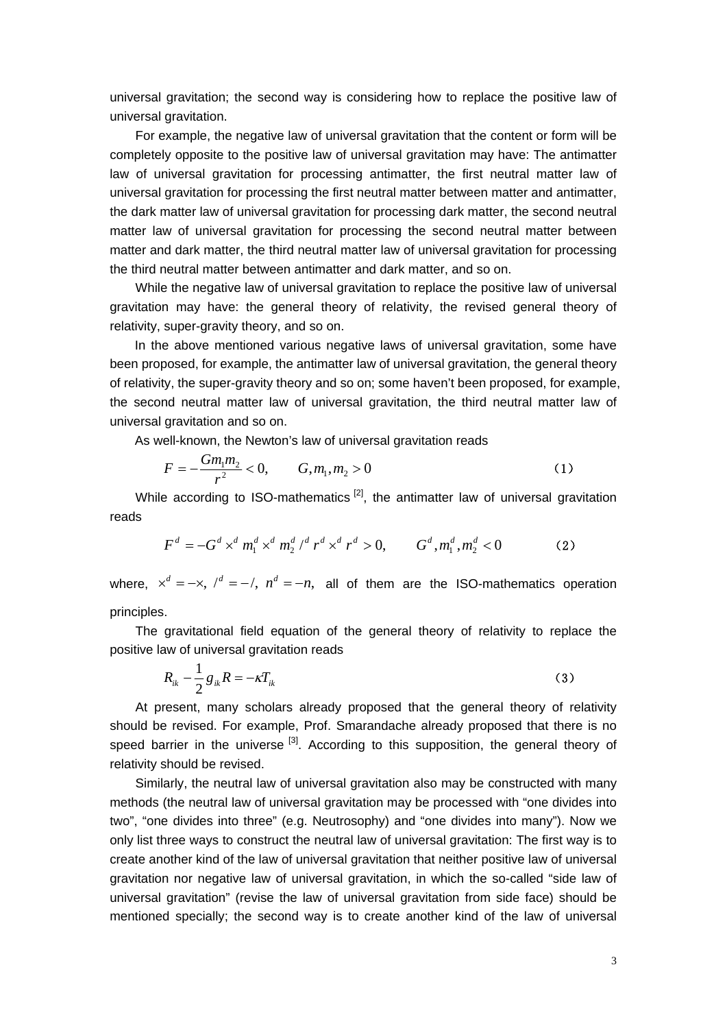universal gravitation; the second way is considering how to replace the positive law of universal gravitation.

For example, the negative law of universal gravitation that the content or form will be completely opposite to the positive law of universal gravitation may have: The antimatter law of universal gravitation for processing antimatter, the first neutral matter law of universal gravitation for processing the first neutral matter between matter and antimatter, the dark matter law of universal gravitation for processing dark matter, the second neutral matter law of universal gravitation for processing the second neutral matter between matter and dark matter, the third neutral matter law of universal gravitation for processing the third neutral matter between antimatter and dark matter, and so on.

While the negative law of universal gravitation to replace the positive law of universal gravitation may have: the general theory of relativity, the revised general theory of relativity, super-gravity theory, and so on.

In the above mentioned various negative laws of universal gravitation, some have been proposed, for example, the antimatter law of universal gravitation, the general theory of relativity, the super-gravity theory and so on; some haven't been proposed, for example, the second neutral matter law of universal gravitation, the third neutral matter law of universal gravitation and so on.

As well-known, the Newton's law of universal gravitation reads

$$F = -\frac{Gm_1m_2}{r^2} < 0, \qquad G, m_1, m_2 > 0 \tag{1}$$

While according to ISO-mathematics [2], the antimatter law of universal gravitation reads

$$F^d = -G^d \times^d m_1^d \times^d m_2^d /^d r^d \times^d r^d > 0, \qquad G^d, m_1^d, m_2^d < 0 \tag{2}$$

where, $\times^d = -\times,\ /^d = -/,\ n^d = -n,$ all of them are the ISO-mathematics operation principles.

The gravitational field equation of the general theory of relativity to replace the positive law of universal gravitation reads

$$R_{ik} - \frac{1}{2} g_{ik} R = -\kappa T_{ik} \tag{3}$$

At present, many scholars already proposed that the general theory of relativity should be revised. For example, Prof. Smarandache already proposed that there is no speed barrier in the universe [3]. According to this supposition, the general theory of relativity should be revised.

Similarly, the neutral law of universal gravitation also may be constructed with many methods (the neutral law of universal gravitation may be processed with "one divides into two", "one divides into three" (e.g. Neutrosophy) and "one divides into many"). Now we only list three ways to construct the neutral law of universal gravitation: The first way is to create another kind of the law of universal gravitation that neither positive law of universal gravitation nor negative law of universal gravitation, in which the so-called "side law of universal gravitation" (revise the law of universal gravitation from side face) should be mentioned specially; the second way is to create another kind of the law of universal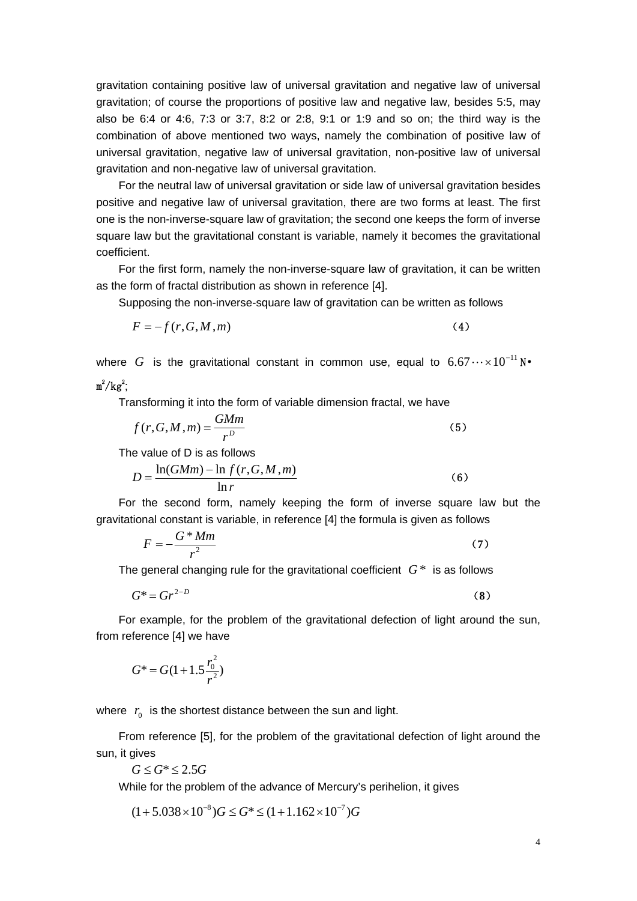gravitation containing positive law of universal gravitation and negative law of universal gravitation; of course the proportions of positive law and negative law, besides 5:5, may also be 6:4 or 4:6, 7:3 or 3:7, 8:2 or 2:8, 9:1 or 1:9 and so on; the third way is the combination of above mentioned two ways, namely the combination of positive law of universal gravitation, negative law of universal gravitation, non-positive law of universal gravitation and non-negative law of universal gravitation.

For the neutral law of universal gravitation or side law of universal gravitation besides positive and negative law of universal gravitation, there are two forms at least. The first one is the non-inverse-square law of gravitation; the second one keeps the form of inverse square law but the gravitational constant is variable, namely it becomes the gravitational coefficient.

For the first form, namely the non-inverse-square law of gravitation, it can be written as the form of fractal distribution as shown in reference [4].

Supposing the non-inverse-square law of gravitation can be written as follows

$$F = -f(r, G, M, m) \qquad (4)$$

where $G$ is the gravitational constant in common use, equal to $6.67\cdots\times 10^{-11}$ N•m²/kg²;

Transforming it into the form of variable dimension fractal, we have

$$f(r, G, M, m) = \frac{GMm}{r^D} \qquad (5)$$

The value of D is as follows

$$D = \frac{\ln(GMm) - \ln f(r, G, M, m)}{\ln r} \qquad (6)$$

For the second form, namely keeping the form of inverse square law but the gravitational constant is variable, in reference [4] the formula is given as follows

$$F = -\frac{G^* Mm}{r^2} \qquad (7)$$

The general changing rule for the gravitational coefficient $G^*$ is as follows

$$G^* = Gr^{2-D} \qquad (8)$$

For example, for the problem of the gravitational defection of light around the sun, from reference [4] we have

$$G^* = G(1 + 1.5\frac{r_0^2}{r^2})$$

where $r_0$ is the shortest distance between the sun and light.

From reference [5], for the problem of the gravitational defection of light around the sun, it gives

$$G \le G^* \le 2.5G$$

While for the problem of the advance of Mercury's perihelion, it gives

$$(1 + 5.038\times 10^{-8})G \le G^* \le (1 + 1.162\times 10^{-7})G$$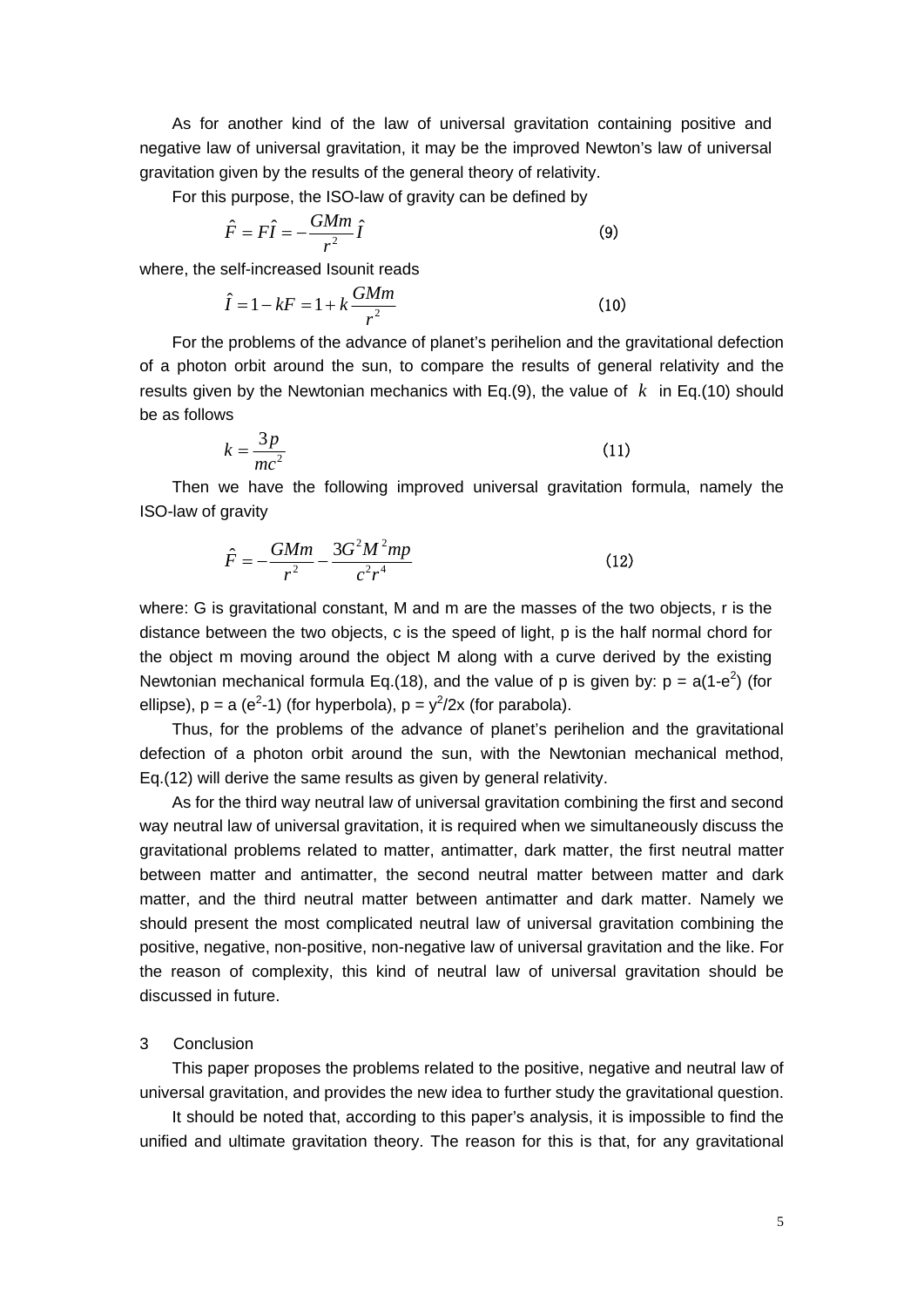As for another kind of the law of universal gravitation containing positive and negative law of universal gravitation, it may be the improved Newton's law of universal gravitation given by the results of the general theory of relativity.

For this purpose, the ISO-law of gravity can be defined by

$$\hat{F} = F\hat{I} = -\frac{GMm}{r^2}\hat{I} \tag{9}$$

where, the self-increased Isounit reads

$$\hat{I} = 1 - kF = 1 + k\frac{GMm}{r^2} \tag{10}$$

For the problems of the advance of planet's perihelion and the gravitational defection of a photon orbit around the sun, to compare the results of general relativity and the results given by the Newtonian mechanics with Eq.(9), the value of $k$ in Eq.(10) should be as follows

$$k = \frac{3p}{mc^2} \tag{11}$$

Then we have the following improved universal gravitation formula, namely the ISO-law of gravity

$$\hat{F} = -\frac{GMm}{r^2} - \frac{3G^2M^2mp}{c^2r^4} \tag{12}$$

where: G is gravitational constant, M and m are the masses of the two objects, r is the distance between the two objects, c is the speed of light, p is the half normal chord for the object m moving around the object M along with a curve derived by the existing Newtonian mechanical formula Eq.(18), and the value of p is given by: $p = a(1-e^2)$ (for ellipse), $p = a(e^2-1)$ (for hyperbola), $p = y^2/2x$ (for parabola).

Thus, for the problems of the advance of planet's perihelion and the gravitational defection of a photon orbit around the sun, with the Newtonian mechanical method, Eq.(12) will derive the same results as given by general relativity.

As for the third way neutral law of universal gravitation combining the first and second way neutral law of universal gravitation, it is required when we simultaneously discuss the gravitational problems related to matter, antimatter, dark matter, the first neutral matter between matter and antimatter, the second neutral matter between matter and dark matter, and the third neutral matter between antimatter and dark matter. Namely we should present the most complicated neutral law of universal gravitation combining the positive, negative, non-positive, non-negative law of universal gravitation and the like. For the reason of complexity, this kind of neutral law of universal gravitation should be discussed in future.

## 3 Conclusion

This paper proposes the problems related to the positive, negative and neutral law of universal gravitation, and provides the new idea to further study the gravitational question.

It should be noted that, according to this paper's analysis, it is impossible to find the unified and ultimate gravitation theory. The reason for this is that, for any gravitational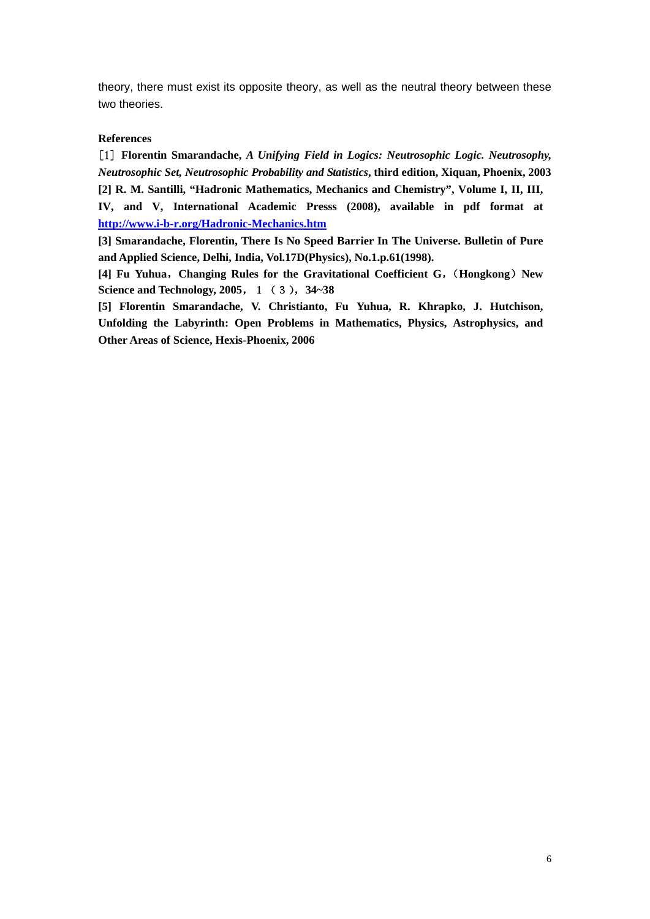theory, there must exist its opposite theory, as well as the neutral theory between these two theories.

**References**

［1］**Florentin Smarandache,** ***A Unifying Field in Logics: Neutrosophic Logic. Neutrosophy, Neutrosophic Set, Neutrosophic Probability and Statistics*****, third edition, Xiquan, Phoenix, 2003**

**[2] R. M. Santilli, "Hadronic Mathematics, Mechanics and Chemistry", Volume I, II, III, IV, and V, International Academic Presss (2008), available in pdf format at [http://www.i-b-r.org/Hadronic-Mechanics.htm](http://www.i-b-r.org/Hadronic-Mechanics.htm)**

**[3] Smarandache, Florentin, There Is No Speed Barrier In The Universe. Bulletin of Pure and Applied Science, Delhi, India, Vol.17D(Physics), No.1.p.61(1998).**

**[4] Fu Yuhua，Changing Rules for the Gravitational Coefficient G，（Hongkong）New Science and Technology, 2005，１（３），34~38**

**[5] Florentin Smarandache, V. Christianto, Fu Yuhua, R. Khrapko, J. Hutchison, Unfolding the Labyrinth: Open Problems in Mathematics, Physics, Astrophysics, and Other Areas of Science, Hexis-Phoenix, 2006**